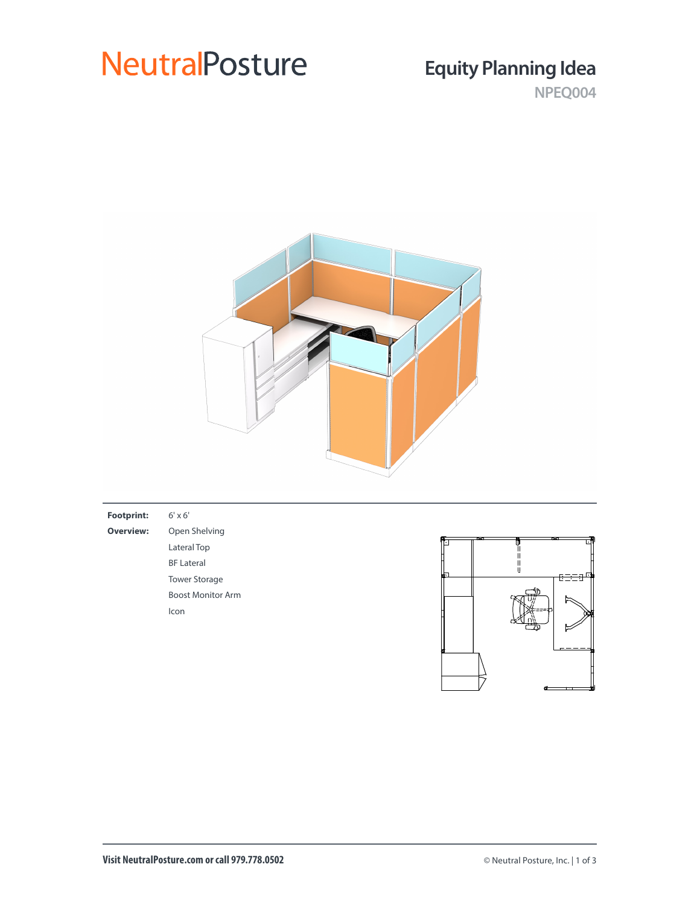NeutralPosture

# Equity Planning Idea

**NPEQ004**

**Footprint:** 6' x 6'

**Overview:**
- Open Shelving
- Lateral Top
- BF Lateral
- Tower Storage
- Boost Monitor Arm
- Icon

Visit NeutralPosture.com or call 979.778.0502

© Neutral Posture, Inc.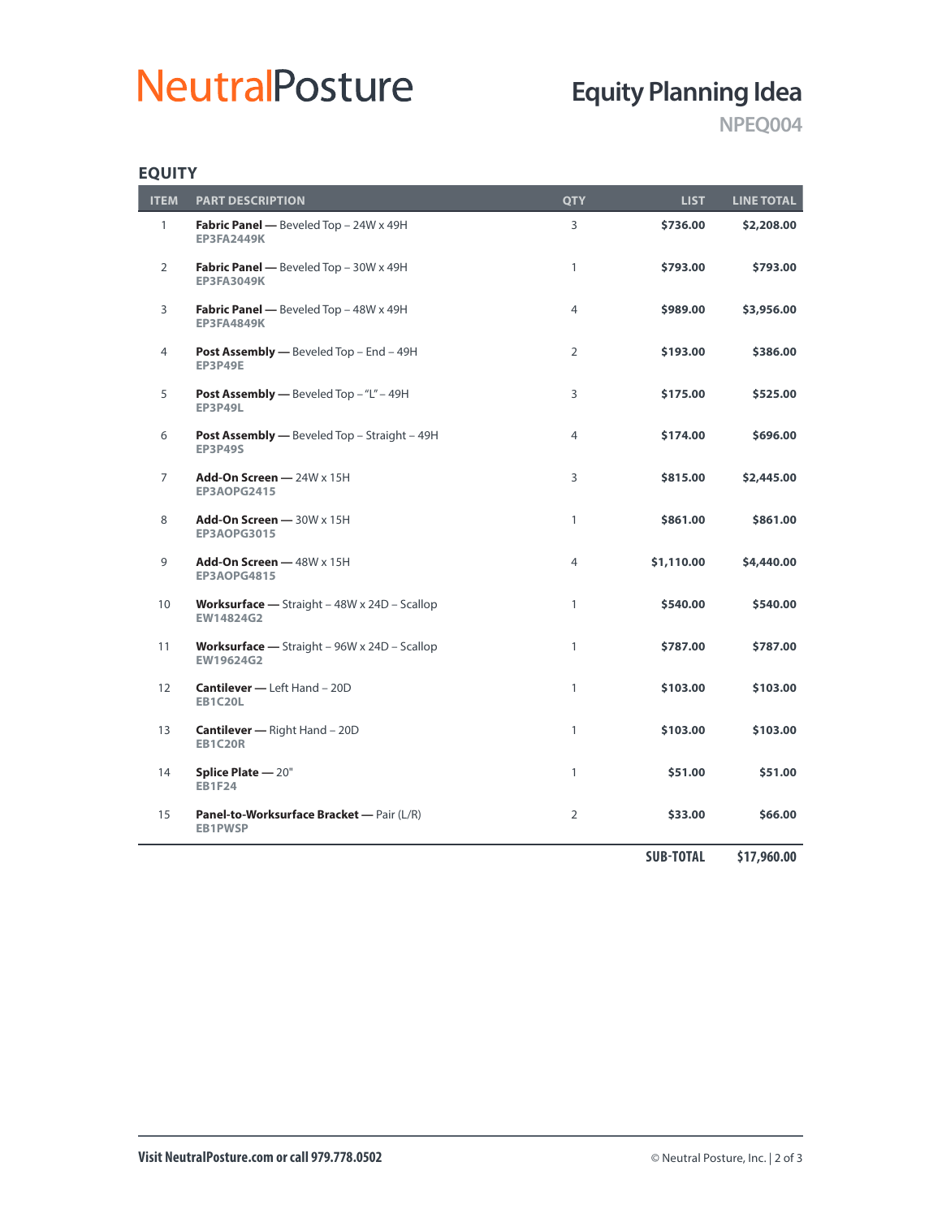# NeutralPosture

## Equity Planning Idea

NPEQ004

### EQUITY

| ITEM | PART DESCRIPTION | QTY | LIST | LINE TOTAL |
|---|---|---|---|---|
| 1 | **Fabric Panel —** Beveled Top – 24W x 49H<br>**EP3FA2449K** | 3 | **$736.00** | **$2,208.00** |
| 2 | **Fabric Panel —** Beveled Top – 30W x 49H<br>**EP3FA3049K** | 1 | **$793.00** | **$793.00** |
| 3 | **Fabric Panel —** Beveled Top – 48W x 49H<br>**EP3FA4849K** | 4 | **$989.00** | **$3,956.00** |
| 4 | **Post Assembly —** Beveled Top – End – 49H<br>**EP3P49E** | 2 | **$193.00** | **$386.00** |
| 5 | **Post Assembly —** Beveled Top – "L" – 49H<br>**EP3P49L** | 3 | **$175.00** | **$525.00** |
| 6 | **Post Assembly —** Beveled Top – Straight – 49H<br>**EP3P49S** | 4 | **$174.00** | **$696.00** |
| 7 | **Add-On Screen —** 24W x 15H<br>**EP3AOPG2415** | 3 | **$815.00** | **$2,445.00** |
| 8 | **Add-On Screen —** 30W x 15H<br>**EP3AOPG3015** | 1 | **$861.00** | **$861.00** |
| 9 | **Add-On Screen —** 48W x 15H<br>**EP3AOPG4815** | 4 | **$1,110.00** | **$4,440.00** |
| 10 | **Worksurface —** Straight – 48W x 24D – Scallop<br>**EW14824G2** | 1 | **$540.00** | **$540.00** |
| 11 | **Worksurface —** Straight – 96W x 24D – Scallop<br>**EW19624G2** | 1 | **$787.00** | **$787.00** |
| 12 | **Cantilever —** Left Hand – 20D<br>**EB1C20L** | 1 | **$103.00** | **$103.00** |
| 13 | **Cantilever —** Right Hand – 20D<br>**EB1C20R** | 1 | **$103.00** | **$103.00** |
| 14 | **Splice Plate —** 20"<br>**EB1F24** | 1 | **$51.00** | **$51.00** |
| 15 | **Panel-to-Worksurface Bracket —** Pair (L/R)<br>**EB1PWSP** | 2 | **$33.00** | **$66.00** |
| | | | **SUB-TOTAL** | **$17,960.00** |

**Visit NeutralPosture.com or call 979.778.0502**

© Neutral Posture, Inc.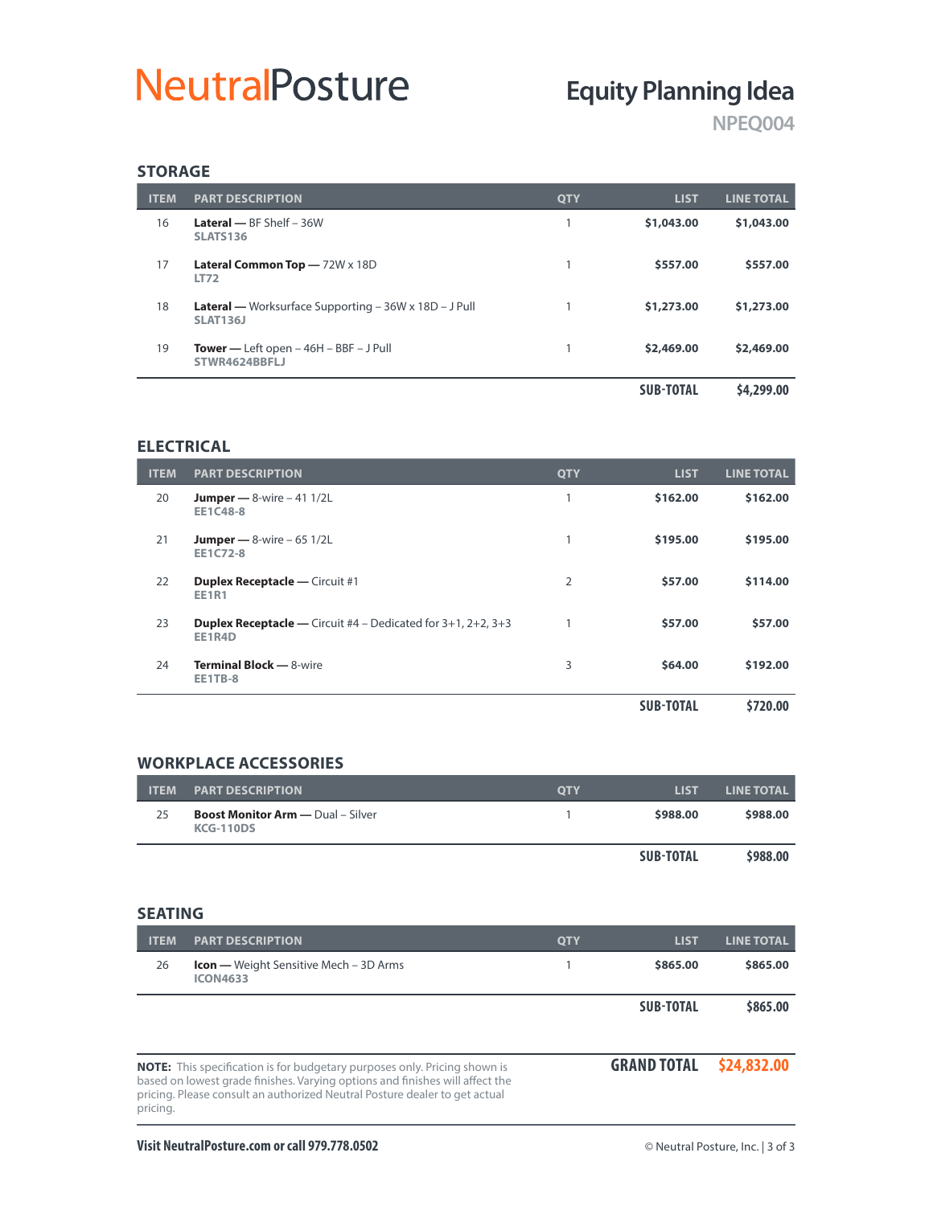# NeutralPosture

## Equity Planning Idea

**NPEQ004**

### STORAGE

| ITEM | PART DESCRIPTION | QTY | LIST | LINE TOTAL |
|---|---|---|---|---|
| 16 | **Lateral —** BF Shelf – 36W<br>**SLATS136** | 1 | **$1,043.00** | **$1,043.00** |
| 17 | **Lateral Common Top —** 72W x 18D<br>**LT72** | 1 | **$557.00** | **$557.00** |
| 18 | **Lateral —** Worksurface Supporting – 36W x 18D – J Pull<br>**SLAT136J** | 1 | **$1,273.00** | **$1,273.00** |
| 19 | **Tower —** Left open – 46H – BBF – J Pull<br>**STWR4624BBFLJ** | 1 | **$2,469.00** | **$2,469.00** |
| | | | **SUB-TOTAL** | **$4,299.00** |

### ELECTRICAL

| ITEM | PART DESCRIPTION | QTY | LIST | LINE TOTAL |
|---|---|---|---|---|
| 20 | **Jumper —** 8-wire – 41 1/2L<br>**EE1C48-8** | 1 | **$162.00** | **$162.00** |
| 21 | **Jumper —** 8-wire – 65 1/2L<br>**EE1C72-8** | 1 | **$195.00** | **$195.00** |
| 22 | **Duplex Receptacle —** Circuit #1<br>**EE1R1** | 2 | **$57.00** | **$114.00** |
| 23 | **Duplex Receptacle —** Circuit #4 – Dedicated for 3+1, 2+2, 3+3<br>**EE1R4D** | 1 | **$57.00** | **$57.00** |
| 24 | **Terminal Block —** 8-wire<br>**EE1TB-8** | 3 | **$64.00** | **$192.00** |
| | | | **SUB-TOTAL** | **$720.00** |

### WORKPLACE ACCESSORIES

| ITEM | PART DESCRIPTION | QTY | LIST | LINE TOTAL |
|---|---|---|---|---|
| 25 | **Boost Monitor Arm —** Dual – Silver<br>**KCG-110DS** | 1 | **$988.00** | **$988.00** |
| | | | **SUB-TOTAL** | **$988.00** |

### SEATING

| ITEM | PART DESCRIPTION | QTY | LIST | LINE TOTAL |
|---|---|---|---|---|
| 26 | **Icon —** Weight Sensitive Mech – 3D Arms<br>**ICON4633** | 1 | **$865.00** | **$865.00** |
| | | | **SUB-TOTAL** | **$865.00** |

**GRAND TOTAL** **$24,832.00**

**NOTE:** This specification is for budgetary purposes only. Pricing shown is based on lowest grade finishes. Varying options and finishes will affect the pricing. Please consult an authorized Neutral Posture dealer to get actual pricing.

**Visit NeutralPosture.com or call 979.778.0502**

© Neutral Posture, Inc.